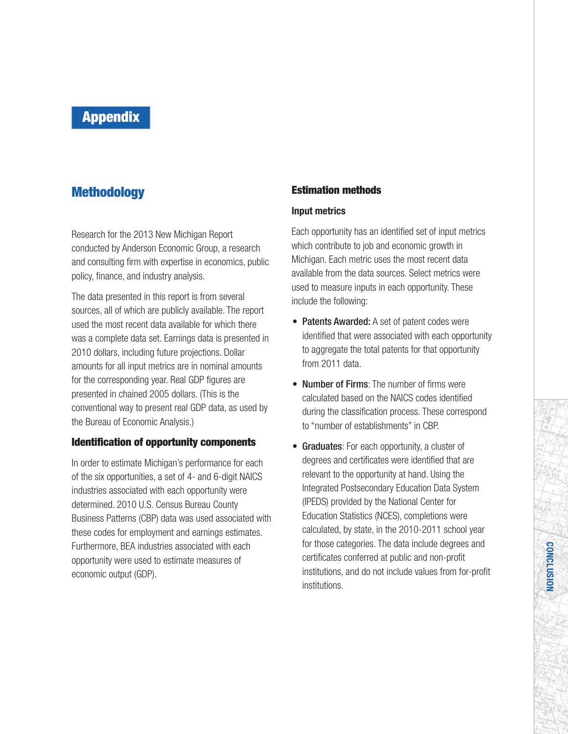# Appendix

## Methodology

Research for the 2013 New Michigan Report conducted by Anderson Economic Group, a research and consulting firm with expertise in economics, public policy, finance, and industry analysis.

The data presented in this report is from several sources, all of which are publicly available. The report used the most recent data available for which there was a complete data set. Earnings data is presented in 2010 dollars, including future projections. Dollar amounts for all input metrics are in nominal amounts for the corresponding year. Real GDP figures are presented in chained 2005 dollars. (This is the conventional way to present real GDP data, as used by the Bureau of Economic Analysis.)

### Identification of opportunity components

In order to estimate Michigan's performance for each of the six opportunities, a set of 4- and 6-digit NAICS industries associated with each opportunity were determined. 2010 U.S. Census Bureau County Business Patterns (CBP) data was used associated with these codes for employment and earnings estimates. Furthermore, BEA industries associated with each opportunity were used to estimate measures of economic output (GDP).

### Estimation methods

#### Input metrics

Each opportunity has an identified set of input metrics which contribute to job and economic growth in Michigan. Each metric uses the most recent data available from the data sources. Select metrics were used to measure inputs in each opportunity. These include the following:

- **Patents Awarded:** A set of patent codes were identified that were associated with each opportunity to aggregate the total patents for that opportunity from 2011 data.
- **Number of Firms**: The number of firms were calculated based on the NAICS codes identified during the classification process. These correspond to "number of establishments" in CBP.
- **Graduates**: For each opportunity, a cluster of degrees and certificates were identified that are relevant to the opportunity at hand. Using the Integrated Postsecondary Education Data System (IPEDS) provided by the National Center for Education Statistics (NCES), completions were calculated, by state, in the 2010-2011 school year for those categories. The data include degrees and certificates conferred at public and non-profit institutions, and do not include values from for-profit institutions.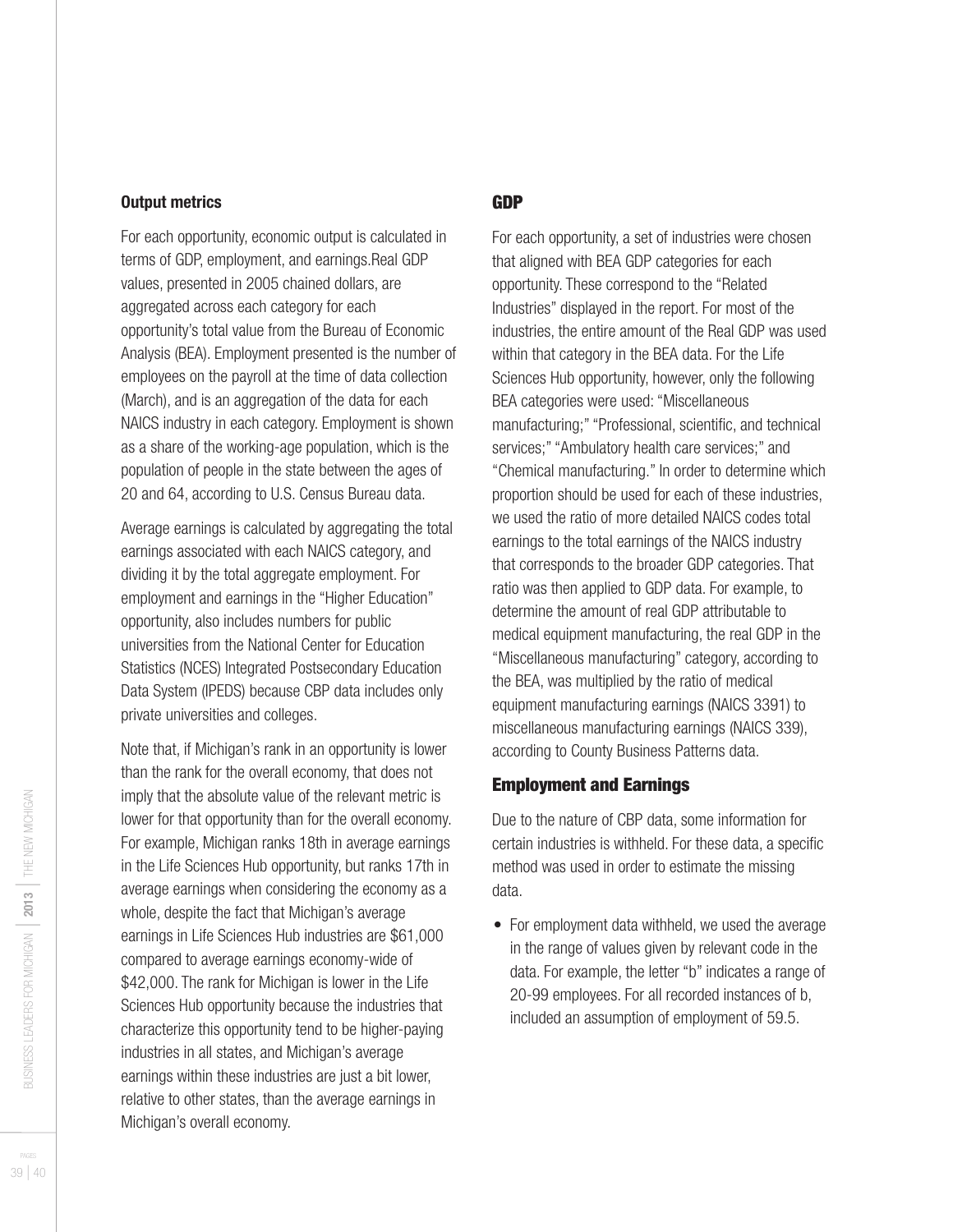### Output metrics

For each opportunity, economic output is calculated in terms of GDP, employment, and earnings.Real GDP values, presented in 2005 chained dollars, are aggregated across each category for each opportunity's total value from the Bureau of Economic Analysis (BEA). Employment presented is the number of employees on the payroll at the time of data collection (March), and is an aggregation of the data for each NAICS industry in each category. Employment is shown as a share of the working-age population, which is the population of people in the state between the ages of 20 and 64, according to U.S. Census Bureau data.

Average earnings is calculated by aggregating the total earnings associated with each NAICS category, and dividing it by the total aggregate employment. For employment and earnings in the "Higher Education" opportunity, also includes numbers for public universities from the National Center for Education Statistics (NCES) Integrated Postsecondary Education Data System (IPEDS) because CBP data includes only private universities and colleges.

Note that, if Michigan's rank in an opportunity is lower than the rank for the overall economy, that does not imply that the absolute value of the relevant metric is lower for that opportunity than for the overall economy. For example, Michigan ranks 18th in average earnings in the Life Sciences Hub opportunity, but ranks 17th in average earnings when considering the economy as a whole, despite the fact that Michigan's average earnings in Life Sciences Hub industries are $61,000 compared to average earnings economy-wide of $42,000. The rank for Michigan is lower in the Life Sciences Hub opportunity because the industries that characterize this opportunity tend to be higher-paying industries in all states, and Michigan's average earnings within these industries are just a bit lower, relative to other states, than the average earnings in Michigan's overall economy.

## GDP

For each opportunity, a set of industries were chosen that aligned with BEA GDP categories for each opportunity. These correspond to the "Related Industries" displayed in the report. For most of the industries, the entire amount of the Real GDP was used within that category in the BEA data. For the Life Sciences Hub opportunity, however, only the following BEA categories were used: "Miscellaneous manufacturing;" "Professional, scientific, and technical services;" "Ambulatory health care services;" and "Chemical manufacturing." In order to determine which proportion should be used for each of these industries, we used the ratio of more detailed NAICS codes total earnings to the total earnings of the NAICS industry that corresponds to the broader GDP categories. That ratio was then applied to GDP data. For example, to determine the amount of real GDP attributable to medical equipment manufacturing, the real GDP in the "Miscellaneous manufacturing" category, according to the BEA, was multiplied by the ratio of medical equipment manufacturing earnings (NAICS 3391) to miscellaneous manufacturing earnings (NAICS 339), according to County Business Patterns data.

## Employment and Earnings

Due to the nature of CBP data, some information for certain industries is withheld. For these data, a specific method was used in order to estimate the missing data.

- For employment data withheld, we used the average in the range of values given by relevant code in the data. For example, the letter "b" indicates a range of 20-99 employees. For all recorded instances of b, included an assumption of employment of 59.5.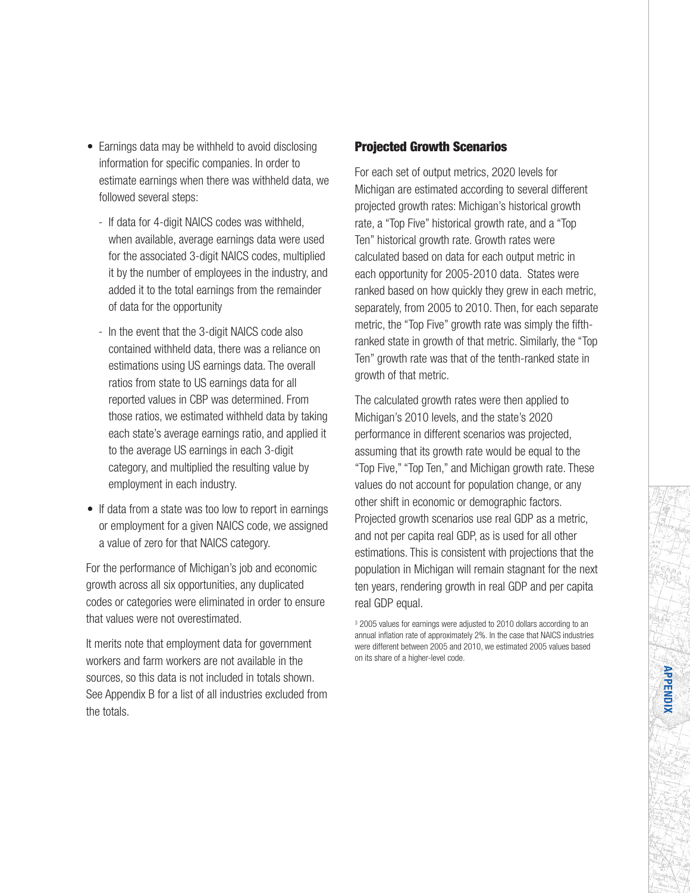- Earnings data may be withheld to avoid disclosing information for specific companies. In order to estimate earnings when there was withheld data, we followed several steps:
  - If data for 4-digit NAICS codes was withheld, when available, average earnings data were used for the associated 3-digit NAICS codes, multiplied it by the number of employees in the industry, and added it to the total earnings from the remainder of data for the opportunity
  - In the event that the 3-digit NAICS code also contained withheld data, there was a reliance on estimations using US earnings data. The overall ratios from state to US earnings data for all reported values in CBP was determined. From those ratios, we estimated withheld data by taking each state's average earnings ratio, and applied it to the average US earnings in each 3-digit category, and multiplied the resulting value by employment in each industry.
- If data from a state was too low to report in earnings or employment for a given NAICS code, we assigned a value of zero for that NAICS category.

For the performance of Michigan's job and economic growth across all six opportunities, any duplicated codes or categories were eliminated in order to ensure that values were not overestimated.

It merits note that employment data for government workers and farm workers are not available in the sources, so this data is not included in totals shown. See Appendix B for a list of all industries excluded from the totals.

## Projected Growth Scenarios

For each set of output metrics, 2020 levels for Michigan are estimated according to several different projected growth rates: Michigan's historical growth rate, a "Top Five" historical growth rate, and a "Top Ten" historical growth rate. Growth rates were calculated based on data for each output metric in each opportunity for 2005-2010 data. States were ranked based on how quickly they grew in each metric, separately, from 2005 to 2010. Then, for each separate metric, the "Top Five" growth rate was simply the fifth-ranked state in growth of that metric. Similarly, the "Top Ten" growth rate was that of the tenth-ranked state in growth of that metric.

The calculated growth rates were then applied to Michigan's 2010 levels, and the state's 2020 performance in different scenarios was projected, assuming that its growth rate would be equal to the "Top Five," "Top Ten," and Michigan growth rate. These values do not account for population change, or any other shift in economic or demographic factors. Projected growth scenarios use real GDP as a metric, and not per capita real GDP, as is used for all other estimations. This is consistent with projections that the population in Michigan will remain stagnant for the next ten years, rendering growth in real GDP and per capita real GDP equal.

[3] 2005 values for earnings were adjusted to 2010 dollars according to an annual inflation rate of approximately 2%. In the case that NAICS industries were different between 2005 and 2010, we estimated 2005 values based on its share of a higher-level code.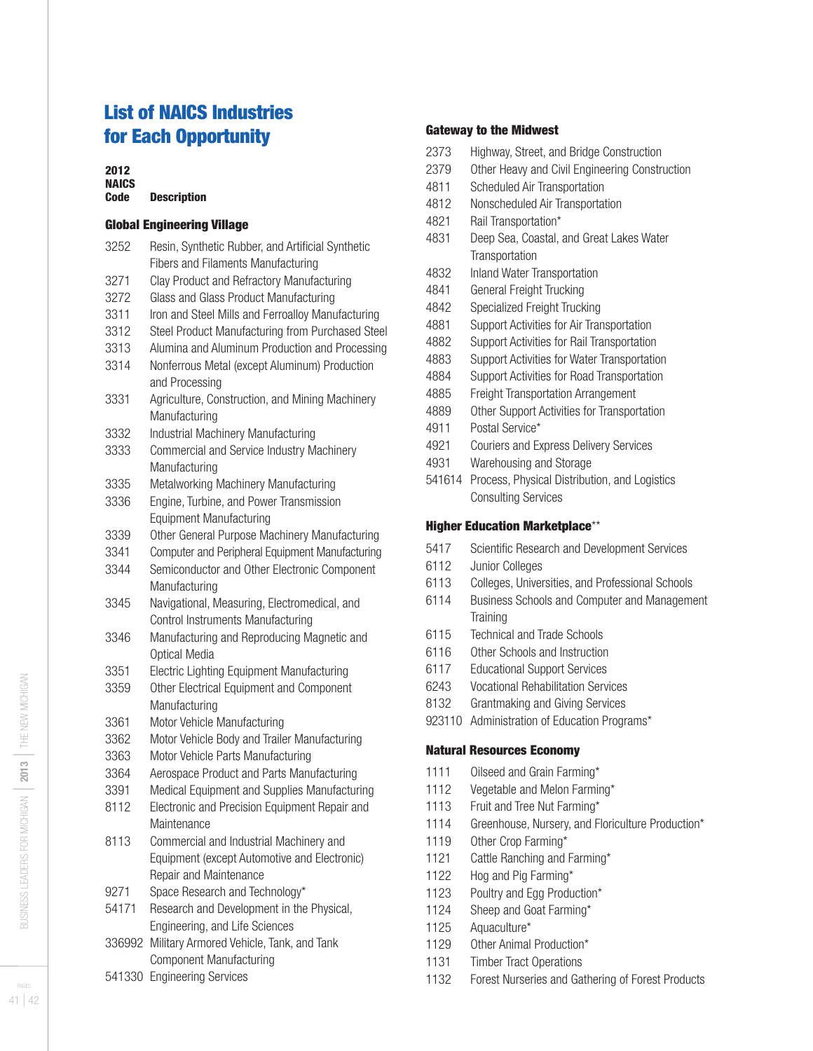# List of NAICS Industries for Each Opportunity

| 2012 NAICS Code | Description |
|---|---|
| **Global Engineering Village** | |
| 3252 | Resin, Synthetic Rubber, and Artificial Synthetic Fibers and Filaments Manufacturing |
| 3271 | Clay Product and Refractory Manufacturing |
| 3272 | Glass and Glass Product Manufacturing |
| 3311 | Iron and Steel Mills and Ferroalloy Manufacturing |
| 3312 | Steel Product Manufacturing from Purchased Steel |
| 3313 | Alumina and Aluminum Production and Processing |
| 3314 | Nonferrous Metal (except Aluminum) Production and Processing |
| 3331 | Agriculture, Construction, and Mining Machinery Manufacturing |
| 3332 | Industrial Machinery Manufacturing |
| 3333 | Commercial and Service Industry Machinery Manufacturing |
| 3335 | Metalworking Machinery Manufacturing |
| 3336 | Engine, Turbine, and Power Transmission Equipment Manufacturing |
| 3339 | Other General Purpose Machinery Manufacturing |
| 3341 | Computer and Peripheral Equipment Manufacturing |
| 3344 | Semiconductor and Other Electronic Component Manufacturing |
| 3345 | Navigational, Measuring, Electromedical, and Control Instruments Manufacturing |
| 3346 | Manufacturing and Reproducing Magnetic and Optical Media |
| 3351 | Electric Lighting Equipment Manufacturing |
| 3359 | Other Electrical Equipment and Component Manufacturing |
| 3361 | Motor Vehicle Manufacturing |
| 3362 | Motor Vehicle Body and Trailer Manufacturing |
| 3363 | Motor Vehicle Parts Manufacturing |
| 3364 | Aerospace Product and Parts Manufacturing |
| 3391 | Medical Equipment and Supplies Manufacturing |
| 8112 | Electronic and Precision Equipment Repair and Maintenance |
| 8113 | Commercial and Industrial Machinery and Equipment (except Automotive and Electronic) Repair and Maintenance |
| 9271 | Space Research and Technology* |
| 54171 | Research and Development in the Physical, Engineering, and Life Sciences |
| 336992 | Military Armored Vehicle, Tank, and Tank Component Manufacturing |
| 541330 | Engineering Services |
| **Gateway to the Midwest** | |
| 2373 | Highway, Street, and Bridge Construction |
| 2379 | Other Heavy and Civil Engineering Construction |
| 4811 | Scheduled Air Transportation |
| 4812 | Nonscheduled Air Transportation |
| 4821 | Rail Transportation* |
| 4831 | Deep Sea, Coastal, and Great Lakes Water Transportation |
| 4832 | Inland Water Transportation |
| 4841 | General Freight Trucking |
| 4842 | Specialized Freight Trucking |
| 4881 | Support Activities for Air Transportation |
| 4882 | Support Activities for Rail Transportation |
| 4883 | Support Activities for Water Transportation |
| 4884 | Support Activities for Road Transportation |
| 4885 | Freight Transportation Arrangement |
| 4889 | Other Support Activities for Transportation |
| 4911 | Postal Service* |
| 4921 | Couriers and Express Delivery Services |
| 4931 | Warehousing and Storage |
| 541614 | Process, Physical Distribution, and Logistics Consulting Services |
| **Higher Education Marketplace**** | |
| 5417 | Scientific Research and Development Services |
| 6112 | Junior Colleges |
| 6113 | Colleges, Universities, and Professional Schools |
| 6114 | Business Schools and Computer and Management Training |
| 6115 | Technical and Trade Schools |
| 6116 | Other Schools and Instruction |
| 6117 | Educational Support Services |
| 6243 | Vocational Rehabilitation Services |
| 8132 | Grantmaking and Giving Services |
| 923110 | Administration of Education Programs* |
| **Natural Resources Economy** | |
| 1111 | Oilseed and Grain Farming* |
| 1112 | Vegetable and Melon Farming* |
| 1113 | Fruit and Tree Nut Farming* |
| 1114 | Greenhouse, Nursery, and Floriculture Production* |
| 1119 | Other Crop Farming* |
| 1121 | Cattle Ranching and Farming* |
| 1122 | Hog and Pig Farming* |
| 1123 | Poultry and Egg Production* |
| 1124 | Sheep and Goat Farming* |
| 1125 | Aquaculture* |
| 1129 | Other Animal Production* |
| 1131 | Timber Tract Operations |
| 1132 | Forest Nurseries and Gathering of Forest Products |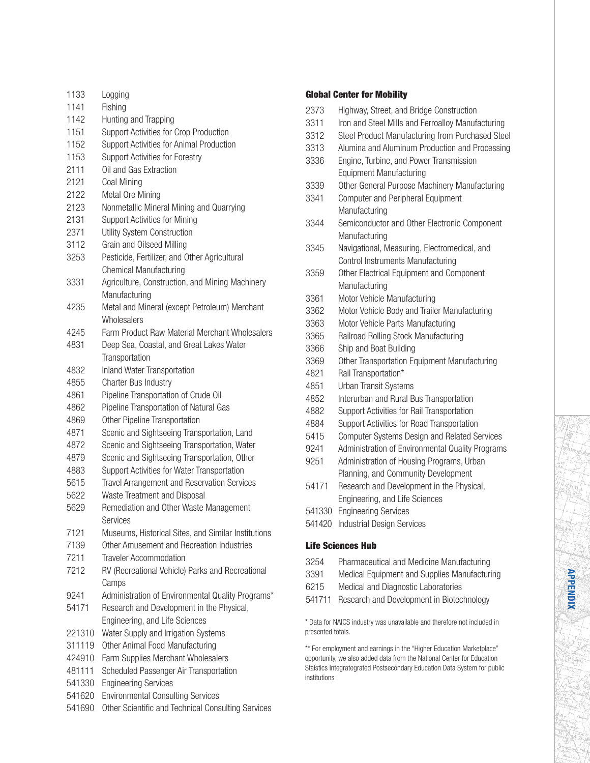| | |
|---|---|
| 1133 | Logging |
| 1141 | Fishing |
| 1142 | Hunting and Trapping |
| 1151 | Support Activities for Crop Production |
| 1152 | Support Activities for Animal Production |
| 1153 | Support Activities for Forestry |
| 2111 | Oil and Gas Extraction |
| 2121 | Coal Mining |
| 2122 | Metal Ore Mining |
| 2123 | Nonmetallic Mineral Mining and Quarrying |
| 2131 | Support Activities for Mining |
| 2371 | Utility System Construction |
| 3112 | Grain and Oilseed Milling |
| 3253 | Pesticide, Fertilizer, and Other Agricultural Chemical Manufacturing |
| 3331 | Agriculture, Construction, and Mining Machinery Manufacturing |
| 4235 | Metal and Mineral (except Petroleum) Merchant Wholesalers |
| 4245 | Farm Product Raw Material Merchant Wholesalers |
| 4831 | Deep Sea, Coastal, and Great Lakes Water Transportation |
| 4832 | Inland Water Transportation |
| 4855 | Charter Bus Industry |
| 4861 | Pipeline Transportation of Crude Oil |
| 4862 | Pipeline Transportation of Natural Gas |
| 4869 | Other Pipeline Transportation |
| 4871 | Scenic and Sightseeing Transportation, Land |
| 4872 | Scenic and Sightseeing Transportation, Water |
| 4879 | Scenic and Sightseeing Transportation, Other |
| 4883 | Support Activities for Water Transportation |
| 5615 | Travel Arrangement and Reservation Services |
| 5622 | Waste Treatment and Disposal |
| 5629 | Remediation and Other Waste Management Services |
| 7121 | Museums, Historical Sites, and Similar Institutions |
| 7139 | Other Amusement and Recreation Industries |
| 7211 | Traveler Accommodation |
| 7212 | RV (Recreational Vehicle) Parks and Recreational Camps |
| 9241 | Administration of Environmental Quality Programs* |
| 54171 | Research and Development in the Physical, Engineering, and Life Sciences |
| 221310 | Water Supply and Irrigation Systems |
| 311119 | Other Animal Food Manufacturing |
| 424910 | Farm Supplies Merchant Wholesalers |
| 481111 | Scheduled Passenger Air Transportation |
| 541330 | Engineering Services |
| 541620 | Environmental Consulting Services |
| 541690 | Other Scientific and Technical Consulting Services |

### Global Center for Mobility

| | |
|---|---|
| 2373 | Highway, Street, and Bridge Construction |
| 3311 | Iron and Steel Mills and Ferroalloy Manufacturing |
| 3312 | Steel Product Manufacturing from Purchased Steel |
| 3313 | Alumina and Aluminum Production and Processing |
| 3336 | Engine, Turbine, and Power Transmission Equipment Manufacturing |
| 3339 | Other General Purpose Machinery Manufacturing |
| 3341 | Computer and Peripheral Equipment Manufacturing |
| 3344 | Semiconductor and Other Electronic Component Manufacturing |
| 3345 | Navigational, Measuring, Electromedical, and Control Instruments Manufacturing |
| 3359 | Other Electrical Equipment and Component Manufacturing |
| 3361 | Motor Vehicle Manufacturing |
| 3362 | Motor Vehicle Body and Trailer Manufacturing |
| 3363 | Motor Vehicle Parts Manufacturing |
| 3365 | Railroad Rolling Stock Manufacturing |
| 3366 | Ship and Boat Building |
| 3369 | Other Transportation Equipment Manufacturing |
| 4821 | Rail Transportation* |
| 4851 | Urban Transit Systems |
| 4852 | Interurban and Rural Bus Transportation |
| 4882 | Support Activities for Rail Transportation |
| 4884 | Support Activities for Road Transportation |
| 5415 | Computer Systems Design and Related Services |
| 9241 | Administration of Environmental Quality Programs |
| 9251 | Administration of Housing Programs, Urban Planning, and Community Development |
| 54171 | Research and Development in the Physical, Engineering, and Life Sciences |
| 541330 | Engineering Services |
| 541420 | Industrial Design Services |

### Life Sciences Hub

| | |
|---|---|
| 3254 | Pharmaceutical and Medicine Manufacturing |
| 3391 | Medical Equipment and Supplies Manufacturing |
| 6215 | Medical and Diagnostic Laboratories |
| 541711 | Research and Development in Biotechnology |

* Data for NAICS industry was unavailable and therefore not included in presented totals.

** For employment and earnings in the "Higher Education Marketplace" opportunity, we also added data from the National Center for Education Staistics Integrategrated Postsecondary Education Data System for public institutions